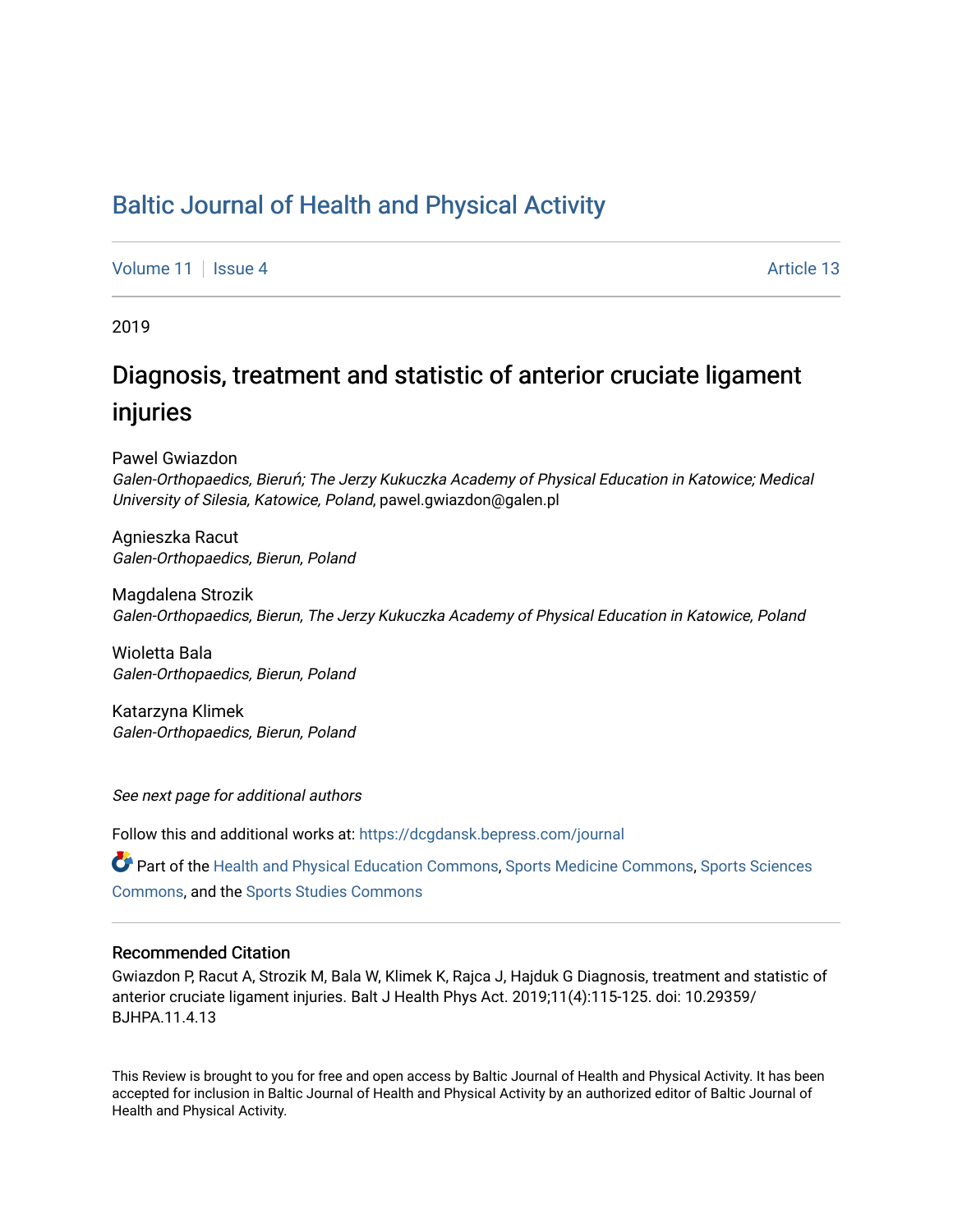# Baltic Journal of Health and Physical Activity

Volume 11 | Issue 4 | Article 13

2019

## Diagnosis, treatment and statistic of anterior cruciate ligament injuries

Pawel Gwiazdon
*Galen-Orthopaedics, Bieruń; The Jerzy Kukuczka Academy of Physical Education in Katowice; Medical University of Silesia, Katowice, Poland*, pawel.gwiazdon@galen.pl

Agnieszka Racut
*Galen-Orthopaedics, Bierun, Poland*

Magdalena Strozik
*Galen-Orthopaedics, Bierun, The Jerzy Kukuczka Academy of Physical Education in Katowice, Poland*

Wioletta Bala
*Galen-Orthopaedics, Bierun, Poland*

Katarzyna Klimek
*Galen-Orthopaedics, Bierun, Poland*

*See next page for additional authors*

Follow this and additional works at: https://dcgdansk.bepress.com/journal

Part of the Health and Physical Education Commons, Sports Medicine Commons, Sports Sciences Commons, and the Sports Studies Commons

### Recommended Citation

Gwiazdon P, Racut A, Strozik M, Bala W, Klimek K, Rajca J, Hajduk G Diagnosis, treatment and statistic of anterior cruciate ligament injuries. Balt J Health Phys Act. 2019;11(4):115-125. doi: 10.29359/BJHPA.11.4.13

This Review is brought to you for free and open access by Baltic Journal of Health and Physical Activity. It has been accepted for inclusion in Baltic Journal of Health and Physical Activity by an authorized editor of Baltic Journal of Health and Physical Activity.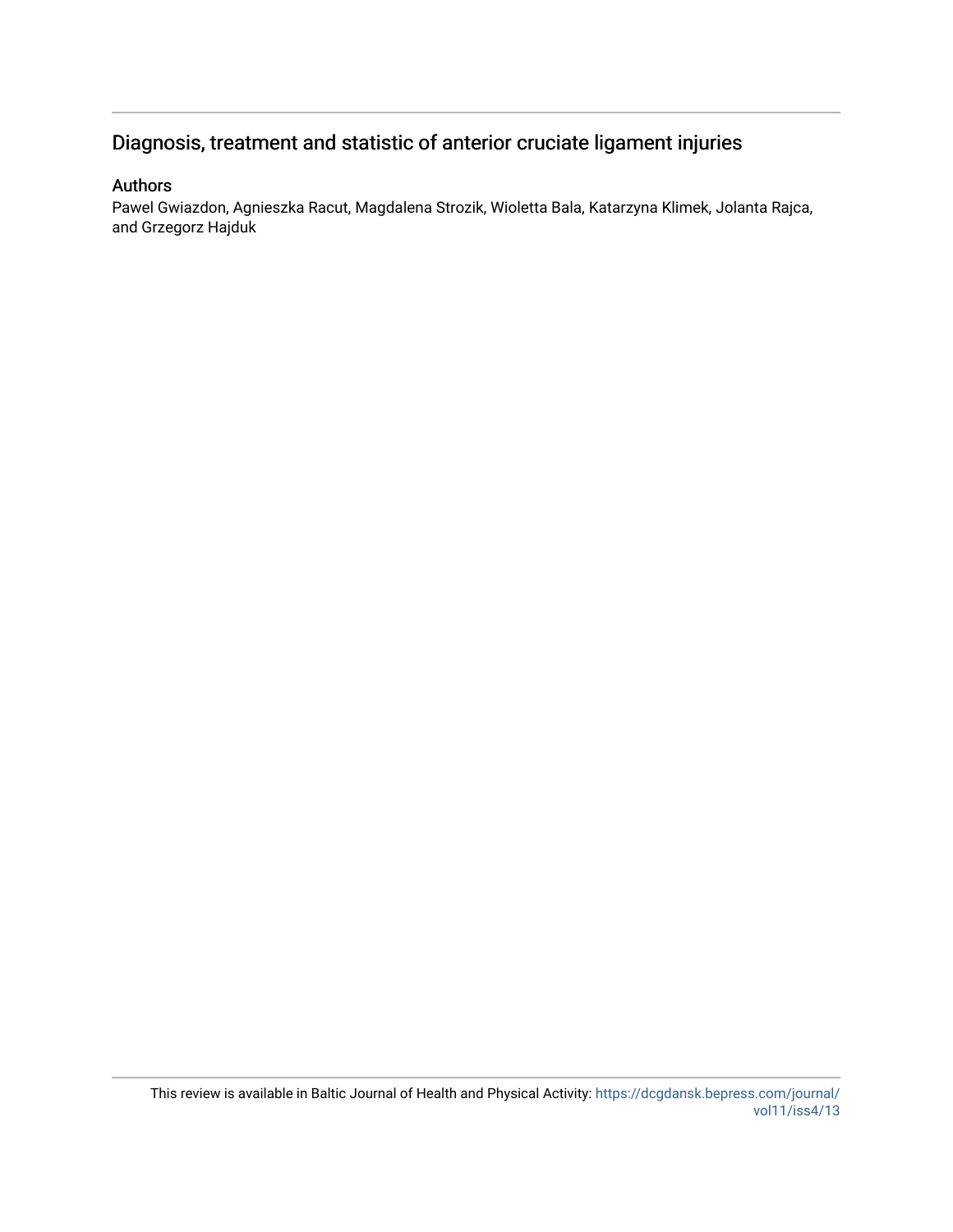# Diagnosis, treatment and statistic of anterior cruciate ligament injuries

## Authors

Pawel Gwiazdon, Agnieszka Racut, Magdalena Strozik, Wioletta Bala, Katarzyna Klimek, Jolanta Rajca, and Grzegorz Hajduk

This review is available in Baltic Journal of Health and Physical Activity: https://dcgdansk.bepress.com/journal/vol11/iss4/13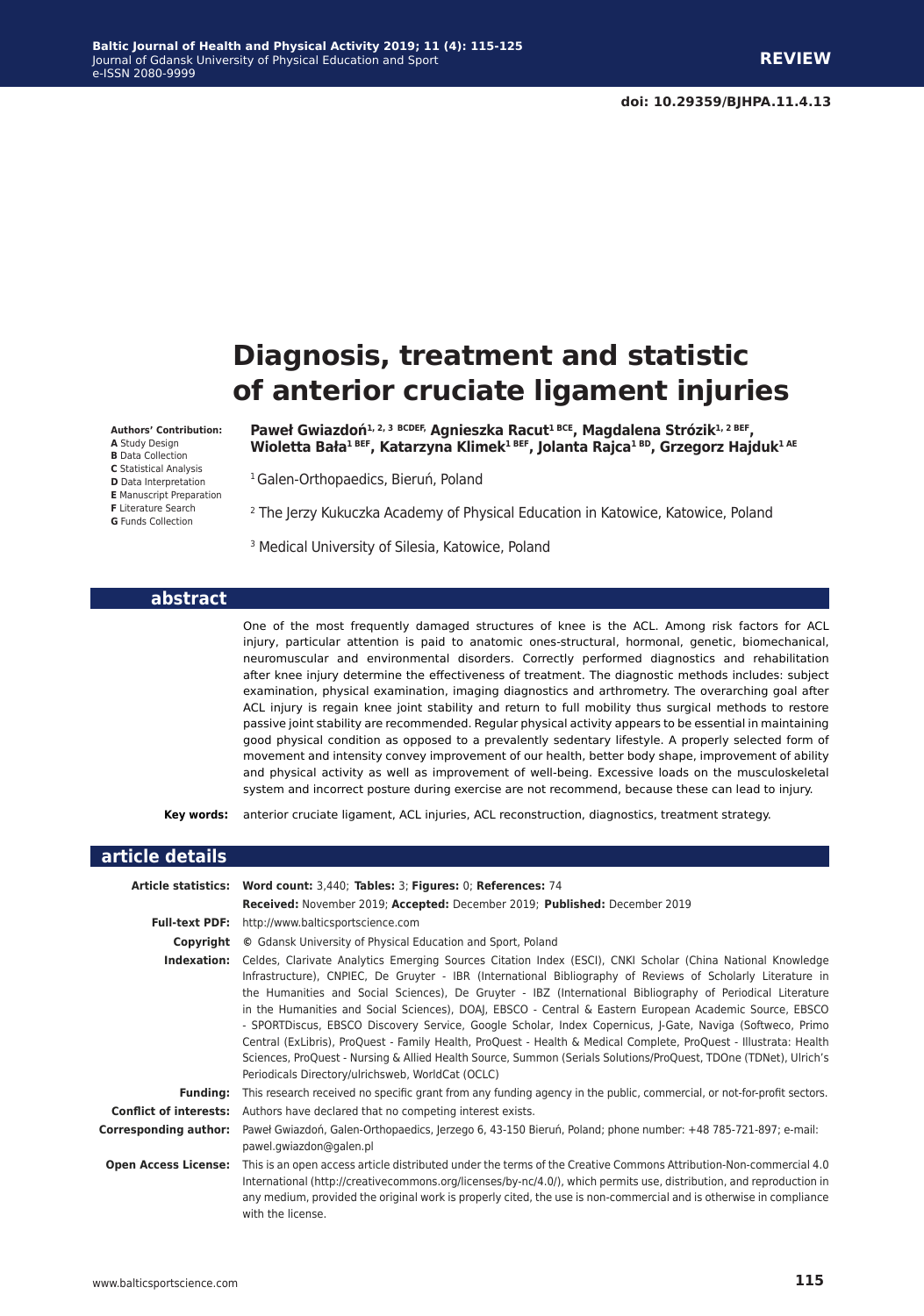**doi: 10.29359/BJHPA.11.4.13**

# Diagnosis, treatment and statistic of anterior cruciate ligament injuries

**Authors' Contribution:**
**A** Study Design
**B** Data Collection
**C** Statistical Analysis
**D** Data Interpretation
**E** Manuscript Preparation
**F** Literature Search
**G** Funds Collection

**Paweł Gwiazdoń[1, 2, 3 BCDEF], Agnieszka Racut[1 BCE], Magdalena Strózik[1, 2 BEF], Wioletta Bała[1 BEF], Katarzyna Klimek[1 BEF], Jolanta Rajca[1 BD], Grzegorz Hajduk[1 AE]**

[1] Galen-Orthopaedics, Bieruń, Poland

[2] The Jerzy Kukuczka Academy of Physical Education in Katowice, Katowice, Poland

[3] Medical University of Silesia, Katowice, Poland

## abstract

One of the most frequently damaged structures of knee is the ACL. Among risk factors for ACL injury, particular attention is paid to anatomic ones-structural, hormonal, genetic, biomechanical, neuromuscular and environmental disorders. Correctly performed diagnostics and rehabilitation after knee injury determine the effectiveness of treatment. The diagnostic methods includes: subject examination, physical examination, imaging diagnostics and arthrometry. The overarching goal after ACL injury is regain knee joint stability and return to full mobility thus surgical methods to restore passive joint stability are recommended. Regular physical activity appears to be essential in maintaining good physical condition as opposed to a prevalently sedentary lifestyle. A properly selected form of movement and intensity convey improvement of our health, better body shape, improvement of ability and physical activity as well as improvement of well-being. Excessive loads on the musculoskeletal system and incorrect posture during exercise are not recommend, because these can lead to injury.

**Key words:** anterior cruciate ligament, ACL injuries, ACL reconstruction, diagnostics, treatment strategy.

## article details

**Article statistics:** **Word count:** 3,440; **Tables:** 3; **Figures:** 0; **References:** 74
**Received:** November 2019; **Accepted:** December 2019; **Published:** December 2019

**Full-text PDF:** http://www.balticsportscience.com

**Copyright** © Gdansk University of Physical Education and Sport, Poland

**Indexation:** Celdes, Clarivate Analytics Emerging Sources Citation Index (ESCI), CNKI Scholar (China National Knowledge Infrastructure), CNPIEC, De Gruyter - IBR (International Bibliography of Reviews of Scholarly Literature in the Humanities and Social Sciences), De Gruyter - IBZ (International Bibliography of Periodical Literature in the Humanities and Social Sciences), DOAJ, EBSCO - Central & Eastern European Academic Source, EBSCO - SPORTDiscus, EBSCO Discovery Service, Google Scholar, Index Copernicus, J-Gate, Naviga (Softweco, Primo Central (ExLibris), ProQuest - Family Health, ProQuest - Health & Medical Complete, ProQuest - Illustrata: Health Sciences, ProQuest - Nursing & Allied Health Source, Summon (Serials Solutions/ProQuest, TDOne (TDNet), Ulrich's Periodicals Directory/ulrichsweb, WorldCat (OCLC)

**Funding:** This research received no specific grant from any funding agency in the public, commercial, or not-for-profit sectors.

**Conflict of interests:** Authors have declared that no competing interest exists.

**Corresponding author:** Paweł Gwiazdoń, Galen-Orthopaedics, Jerzego 6, 43-150 Bieruń, Poland; phone number: +48 785-721-897; e-mail: pawel.gwiazdon@galen.pl

**Open Access License:** This is an open access article distributed under the terms of the Creative Commons Attribution-Non-commercial 4.0 International (http://creativecommons.org/licenses/by-nc/4.0/), which permits use, distribution, and reproduction in any medium, provided the original work is properly cited, the use is non-commercial and is otherwise in compliance with the license.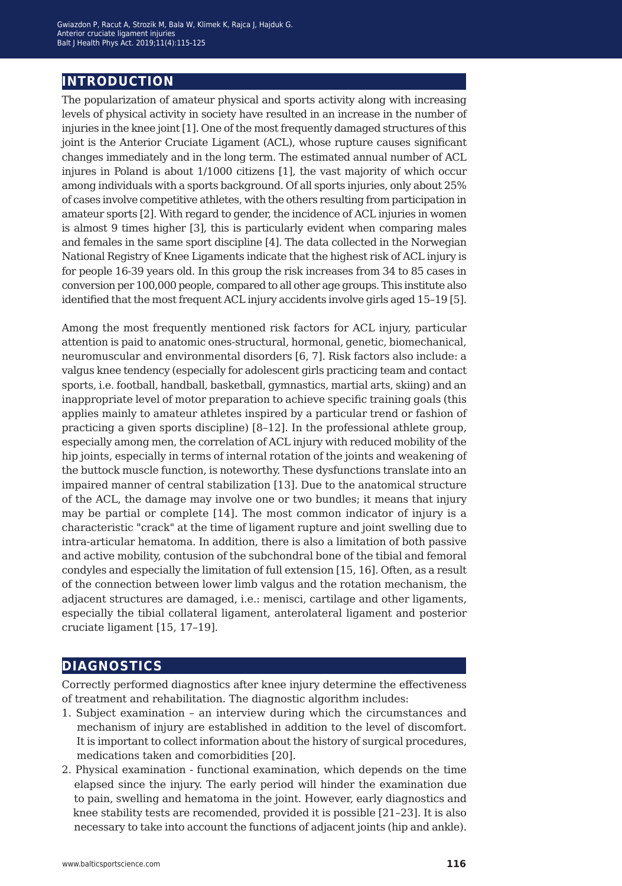## INTRODUCTION

The popularization of amateur physical and sports activity along with increasing levels of physical activity in society have resulted in an increase in the number of injuries in the knee joint [1]. One of the most frequently damaged structures of this joint is the Anterior Cruciate Ligament (ACL), whose rupture causes significant changes immediately and in the long term. The estimated annual number of ACL injures in Poland is about 1/1000 citizens [1], the vast majority of which occur among individuals with a sports background. Of all sports injuries, only about 25% of cases involve competitive athletes, with the others resulting from participation in amateur sports [2]. With regard to gender, the incidence of ACL injuries in women is almost 9 times higher [3], this is particularly evident when comparing males and females in the same sport discipline [4]. The data collected in the Norwegian National Registry of Knee Ligaments indicate that the highest risk of ACL injury is for people 16-39 years old. In this group the risk increases from 34 to 85 cases in conversion per 100,000 people, compared to all other age groups. This institute also identified that the most frequent ACL injury accidents involve girls aged 15–19 [5].

Among the most frequently mentioned risk factors for ACL injury, particular attention is paid to anatomic ones-structural, hormonal, genetic, biomechanical, neuromuscular and environmental disorders [6, 7]. Risk factors also include: a valgus knee tendency (especially for adolescent girls practicing team and contact sports, i.e. football, handball, basketball, gymnastics, martial arts, skiing) and an inappropriate level of motor preparation to achieve specific training goals (this applies mainly to amateur athletes inspired by a particular trend or fashion of practicing a given sports discipline) [8–12]. In the professional athlete group, especially among men, the correlation of ACL injury with reduced mobility of the hip joints, especially in terms of internal rotation of the joints and weakening of the buttock muscle function, is noteworthy. These dysfunctions translate into an impaired manner of central stabilization [13]. Due to the anatomical structure of the ACL, the damage may involve one or two bundles; it means that injury may be partial or complete [14]. The most common indicator of injury is a characteristic "crack" at the time of ligament rupture and joint swelling due to intra-articular hematoma. In addition, there is also a limitation of both passive and active mobility, contusion of the subchondral bone of the tibial and femoral condyles and especially the limitation of full extension [15, 16]. Often, as a result of the connection between lower limb valgus and the rotation mechanism, the adjacent structures are damaged, i.e.: menisci, cartilage and other ligaments, especially the tibial collateral ligament, anterolateral ligament and posterior cruciate ligament [15, 17–19].

## DIAGNOSTICS

Correctly performed diagnostics after knee injury determine the effectiveness of treatment and rehabilitation. The diagnostic algorithm includes:

1. Subject examination – an interview during which the circumstances and mechanism of injury are established in addition to the level of discomfort. It is important to collect information about the history of surgical procedures, medications taken and comorbidities [20].
2. Physical examination - functional examination, which depends on the time elapsed since the injury. The early period will hinder the examination due to pain, swelling and hematoma in the joint. However, early diagnostics and knee stability tests are recomended, provided it is possible [21–23]. It is also necessary to take into account the functions of adjacent joints (hip and ankle).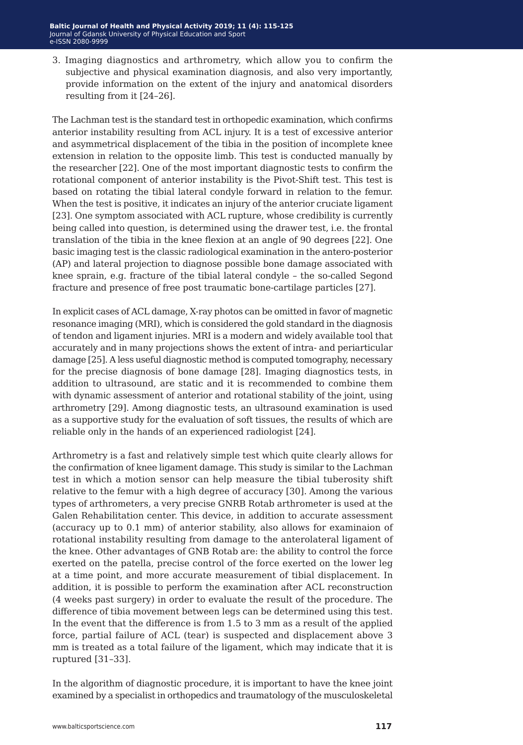3. Imaging diagnostics and arthrometry, which allow you to confirm the subjective and physical examination diagnosis, and also very importantly, provide information on the extent of the injury and anatomical disorders resulting from it [24–26].

The Lachman test is the standard test in orthopedic examination, which confirms anterior instability resulting from ACL injury. It is a test of excessive anterior and asymmetrical displacement of the tibia in the position of incomplete knee extension in relation to the opposite limb. This test is conducted manually by the researcher [22]. One of the most important diagnostic tests to confirm the rotational component of anterior instability is the Pivot-Shift test. This test is based on rotating the tibial lateral condyle forward in relation to the femur. When the test is positive, it indicates an injury of the anterior cruciate ligament [23]. One symptom associated with ACL rupture, whose credibility is currently being called into question, is determined using the drawer test, i.e. the frontal translation of the tibia in the knee flexion at an angle of 90 degrees [22]. One basic imaging test is the classic radiological examination in the antero-posterior (AP) and lateral projection to diagnose possible bone damage associated with knee sprain, e.g. fracture of the tibial lateral condyle – the so-called Segond fracture and presence of free post traumatic bone-cartilage particles [27].

In explicit cases of ACL damage, X-ray photos can be omitted in favor of magnetic resonance imaging (MRI), which is considered the gold standard in the diagnosis of tendon and ligament injuries. MRI is a modern and widely available tool that accurately and in many projections shows the extent of intra- and periarticular damage [25]. A less useful diagnostic method is computed tomography, necessary for the precise diagnosis of bone damage [28]. Imaging diagnostics tests, in addition to ultrasound, are static and it is recommended to combine them with dynamic assessment of anterior and rotational stability of the joint, using arthrometry [29]. Among diagnostic tests, an ultrasound examination is used as a supportive study for the evaluation of soft tissues, the results of which are reliable only in the hands of an experienced radiologist [24].

Arthrometry is a fast and relatively simple test which quite clearly allows for the confirmation of knee ligament damage. This study is similar to the Lachman test in which a motion sensor can help measure the tibial tuberosity shift relative to the femur with a high degree of accuracy [30]. Among the various types of arthrometers, a very precise GNRB Rotab arthrometer is used at the Galen Rehabilitation center. This device, in addition to accurate assessment (accuracy up to 0.1 mm) of anterior stability, also allows for examinaion of rotational instability resulting from damage to the anterolateral ligament of the knee. Other advantages of GNB Rotab are: the ability to control the force exerted on the patella, precise control of the force exerted on the lower leg at a time point, and more accurate measurement of tibial displacement. In addition, it is possible to perform the examination after ACL reconstruction (4 weeks past surgery) in order to evaluate the result of the procedure. The difference of tibia movement between legs can be determined using this test. In the event that the difference is from 1.5 to 3 mm as a result of the applied force, partial failure of ACL (tear) is suspected and displacement above 3 mm is treated as a total failure of the ligament, which may indicate that it is ruptured [31–33].

In the algorithm of diagnostic procedure, it is important to have the knee joint examined by a specialist in orthopedics and traumatology of the musculoskeletal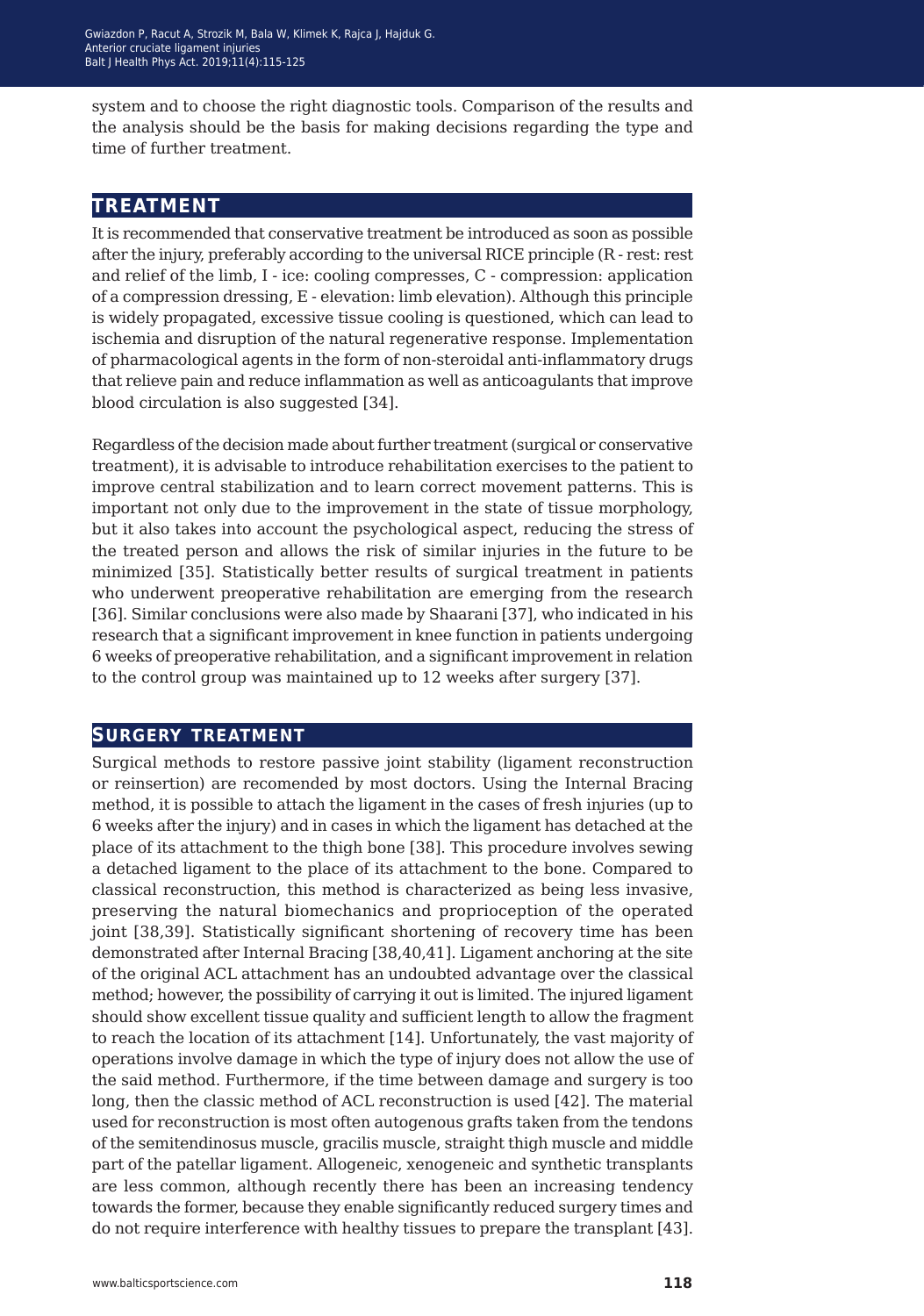system and to choose the right diagnostic tools. Comparison of the results and the analysis should be the basis for making decisions regarding the type and time of further treatment.

## TREATMENT

It is recommended that conservative treatment be introduced as soon as possible after the injury, preferably according to the universal RICE principle (R - rest: rest and relief of the limb, I - ice: cooling compresses, C - compression: application of a compression dressing, E - elevation: limb elevation). Although this principle is widely propagated, excessive tissue cooling is questioned, which can lead to ischemia and disruption of the natural regenerative response. Implementation of pharmacological agents in the form of non-steroidal anti-inflammatory drugs that relieve pain and reduce inflammation as well as anticoagulants that improve blood circulation is also suggested [34].

Regardless of the decision made about further treatment (surgical or conservative treatment), it is advisable to introduce rehabilitation exercises to the patient to improve central stabilization and to learn correct movement patterns. This is important not only due to the improvement in the state of tissue morphology, but it also takes into account the psychological aspect, reducing the stress of the treated person and allows the risk of similar injuries in the future to be minimized [35]. Statistically better results of surgical treatment in patients who underwent preoperative rehabilitation are emerging from the research [36]. Similar conclusions were also made by Shaarani [37], who indicated in his research that a significant improvement in knee function in patients undergoing 6 weeks of preoperative rehabilitation, and a significant improvement in relation to the control group was maintained up to 12 weeks after surgery [37].

## SURGERY TREATMENT

Surgical methods to restore passive joint stability (ligament reconstruction or reinsertion) are recomended by most doctors. Using the Internal Bracing method, it is possible to attach the ligament in the cases of fresh injuries (up to 6 weeks after the injury) and in cases in which the ligament has detached at the place of its attachment to the thigh bone [38]. This procedure involves sewing a detached ligament to the place of its attachment to the bone. Compared to classical reconstruction, this method is characterized as being less invasive, preserving the natural biomechanics and proprioception of the operated joint [38,39]. Statistically significant shortening of recovery time has been demonstrated after Internal Bracing [38,40,41]. Ligament anchoring at the site of the original ACL attachment has an undoubted advantage over the classical method; however, the possibility of carrying it out is limited. The injured ligament should show excellent tissue quality and sufficient length to allow the fragment to reach the location of its attachment [14]. Unfortunately, the vast majority of operations involve damage in which the type of injury does not allow the use of the said method. Furthermore, if the time between damage and surgery is too long, then the classic method of ACL reconstruction is used [42]. The material used for reconstruction is most often autogenous grafts taken from the tendons of the semitendinosus muscle, gracilis muscle, straight thigh muscle and middle part of the patellar ligament. Allogeneic, xenogeneic and synthetic transplants are less common, although recently there has been an increasing tendency towards the former, because they enable significantly reduced surgery times and do not require interference with healthy tissues to prepare the transplant [43].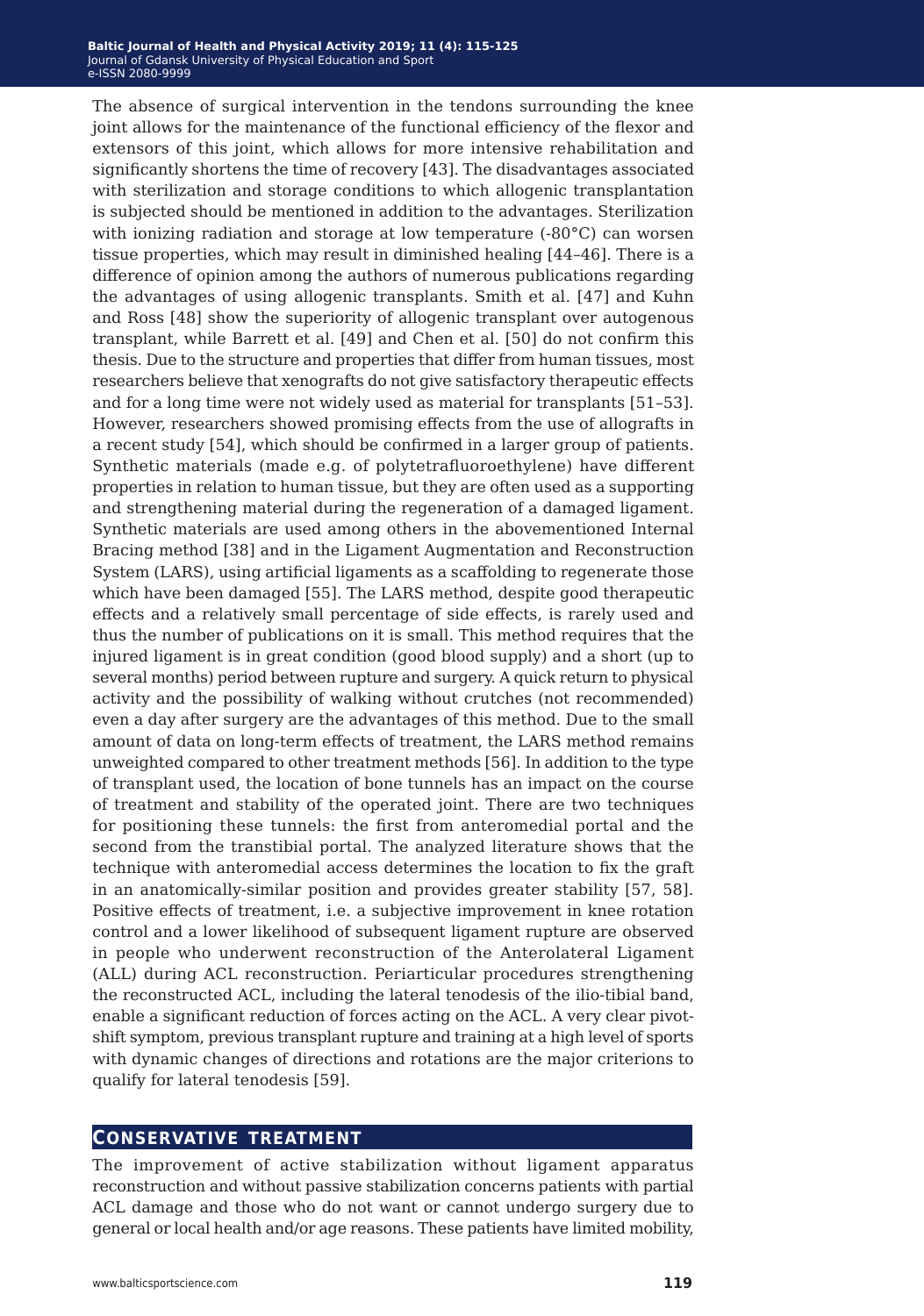The absence of surgical intervention in the tendons surrounding the knee joint allows for the maintenance of the functional efficiency of the flexor and extensors of this joint, which allows for more intensive rehabilitation and significantly shortens the time of recovery [43]. The disadvantages associated with sterilization and storage conditions to which allogenic transplantation is subjected should be mentioned in addition to the advantages. Sterilization with ionizing radiation and storage at low temperature (-80°C) can worsen tissue properties, which may result in diminished healing [44–46]. There is a difference of opinion among the authors of numerous publications regarding the advantages of using allogenic transplants. Smith et al. [47] and Kuhn and Ross [48] show the superiority of allogenic transplant over autogenous transplant, while Barrett et al. [49] and Chen et al. [50] do not confirm this thesis. Due to the structure and properties that differ from human tissues, most researchers believe that xenografts do not give satisfactory therapeutic effects and for a long time were not widely used as material for transplants [51–53]. However, researchers showed promising effects from the use of allografts in a recent study [54], which should be confirmed in a larger group of patients. Synthetic materials (made e.g. of polytetrafluoroethylene) have different properties in relation to human tissue, but they are often used as a supporting and strengthening material during the regeneration of a damaged ligament. Synthetic materials are used among others in the abovementioned Internal Bracing method [38] and in the Ligament Augmentation and Reconstruction System (LARS), using artificial ligaments as a scaffolding to regenerate those which have been damaged [55]. The LARS method, despite good therapeutic effects and a relatively small percentage of side effects, is rarely used and thus the number of publications on it is small. This method requires that the injured ligament is in great condition (good blood supply) and a short (up to several months) period between rupture and surgery. A quick return to physical activity and the possibility of walking without crutches (not recommended) even a day after surgery are the advantages of this method. Due to the small amount of data on long-term effects of treatment, the LARS method remains unweighted compared to other treatment methods [56]. In addition to the type of transplant used, the location of bone tunnels has an impact on the course of treatment and stability of the operated joint. There are two techniques for positioning these tunnels: the first from anteromedial portal and the second from the transtibial portal. The analyzed literature shows that the technique with anteromedial access determines the location to fix the graft in an anatomically-similar position and provides greater stability [57, 58]. Positive effects of treatment, i.e. a subjective improvement in knee rotation control and a lower likelihood of subsequent ligament rupture are observed in people who underwent reconstruction of the Anterolateral Ligament (ALL) during ACL reconstruction. Periarticular procedures strengthening the reconstructed ACL, including the lateral tenodesis of the ilio-tibial band, enable a significant reduction of forces acting on the ACL. A very clear pivot-shift symptom, previous transplant rupture and training at a high level of sports with dynamic changes of directions and rotations are the major criterions to qualify for lateral tenodesis [59].

## Conservative treatment

The improvement of active stabilization without ligament apparatus reconstruction and without passive stabilization concerns patients with partial ACL damage and those who do not want or cannot undergo surgery due to general or local health and/or age reasons. These patients have limited mobility,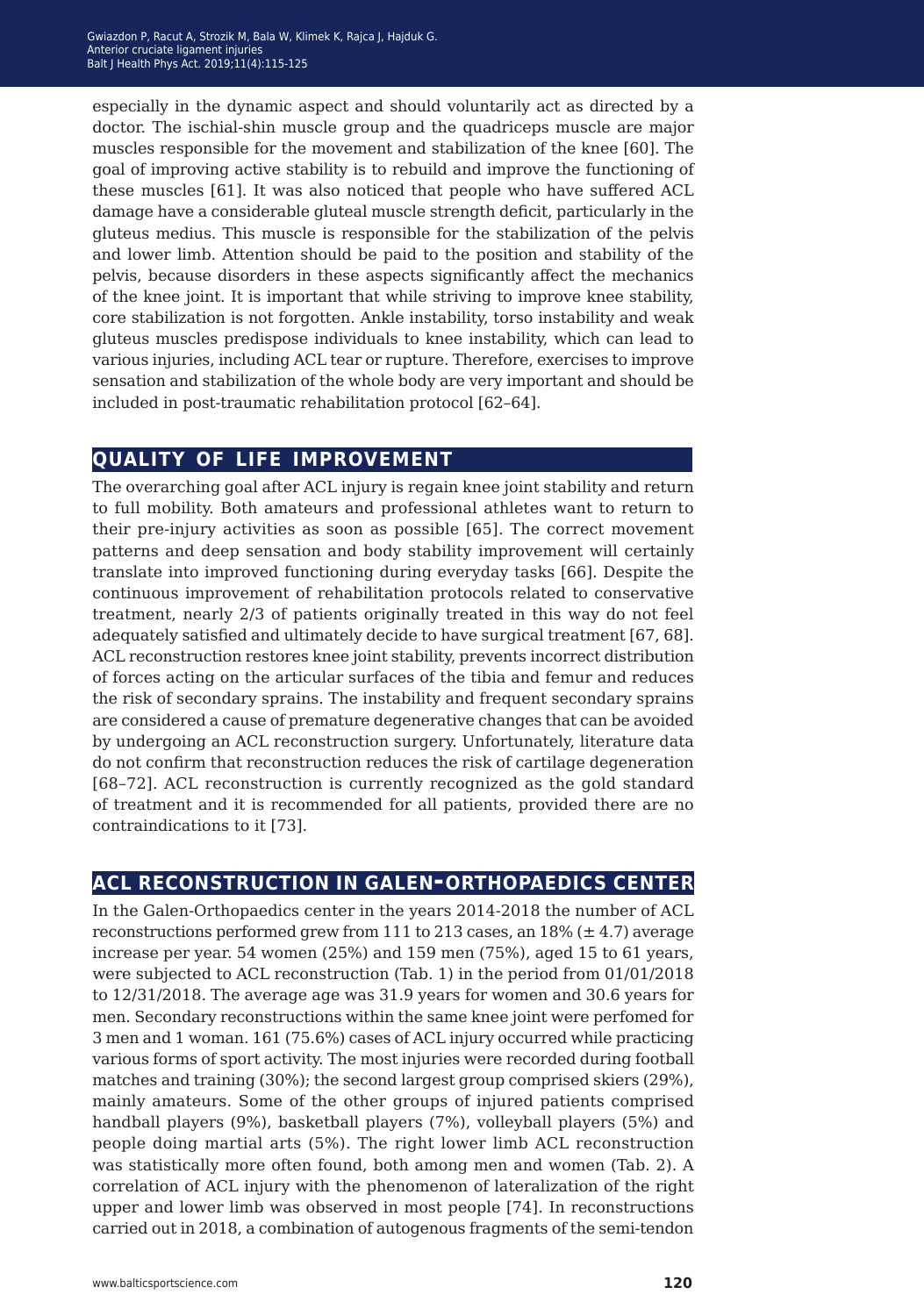especially in the dynamic aspect and should voluntarily act as directed by a doctor. The ischial-shin muscle group and the quadriceps muscle are major muscles responsible for the movement and stabilization of the knee [60]. The goal of improving active stability is to rebuild and improve the functioning of these muscles [61]. It was also noticed that people who have suffered ACL damage have a considerable gluteal muscle strength deficit, particularly in the gluteus medius. This muscle is responsible for the stabilization of the pelvis and lower limb. Attention should be paid to the position and stability of the pelvis, because disorders in these aspects significantly affect the mechanics of the knee joint. It is important that while striving to improve knee stability, core stabilization is not forgotten. Ankle instability, torso instability and weak gluteus muscles predispose individuals to knee instability, which can lead to various injuries, including ACL tear or rupture. Therefore, exercises to improve sensation and stabilization of the whole body are very important and should be included in post-traumatic rehabilitation protocol [62–64].

## QUALITY OF LIFE IMPROVEMENT

The overarching goal after ACL injury is regain knee joint stability and return to full mobility. Both amateurs and professional athletes want to return to their pre-injury activities as soon as possible [65]. The correct movement patterns and deep sensation and body stability improvement will certainly translate into improved functioning during everyday tasks [66]. Despite the continuous improvement of rehabilitation protocols related to conservative treatment, nearly 2/3 of patients originally treated in this way do not feel adequately satisfied and ultimately decide to have surgical treatment [67, 68]. ACL reconstruction restores knee joint stability, prevents incorrect distribution of forces acting on the articular surfaces of the tibia and femur and reduces the risk of secondary sprains. The instability and frequent secondary sprains are considered a cause of premature degenerative changes that can be avoided by undergoing an ACL reconstruction surgery. Unfortunately, literature data do not confirm that reconstruction reduces the risk of cartilage degeneration [68–72]. ACL reconstruction is currently recognized as the gold standard of treatment and it is recommended for all patients, provided there are no contraindications to it [73].

## ACL RECONSTRUCTION IN GALEN-ORTHOPAEDICS CENTER

In the Galen-Orthopaedics center in the years 2014-2018 the number of ACL reconstructions performed grew from 111 to 213 cases, an 18% (± 4.7) average increase per year. 54 women (25%) and 159 men (75%), aged 15 to 61 years, were subjected to ACL reconstruction (Tab. 1) in the period from 01/01/2018 to 12/31/2018. The average age was 31.9 years for women and 30.6 years for men. Secondary reconstructions within the same knee joint were perfomed for 3 men and 1 woman. 161 (75.6%) cases of ACL injury occurred while practicing various forms of sport activity. The most injuries were recorded during football matches and training (30%); the second largest group comprised skiers (29%), mainly amateurs. Some of the other groups of injured patients comprised handball players (9%), basketball players (7%), volleyball players (5%) and people doing martial arts (5%). The right lower limb ACL reconstruction was statistically more often found, both among men and women (Tab. 2). A correlation of ACL injury with the phenomenon of lateralization of the right upper and lower limb was observed in most people [74]. In reconstructions carried out in 2018, a combination of autogenous fragments of the semi-tendon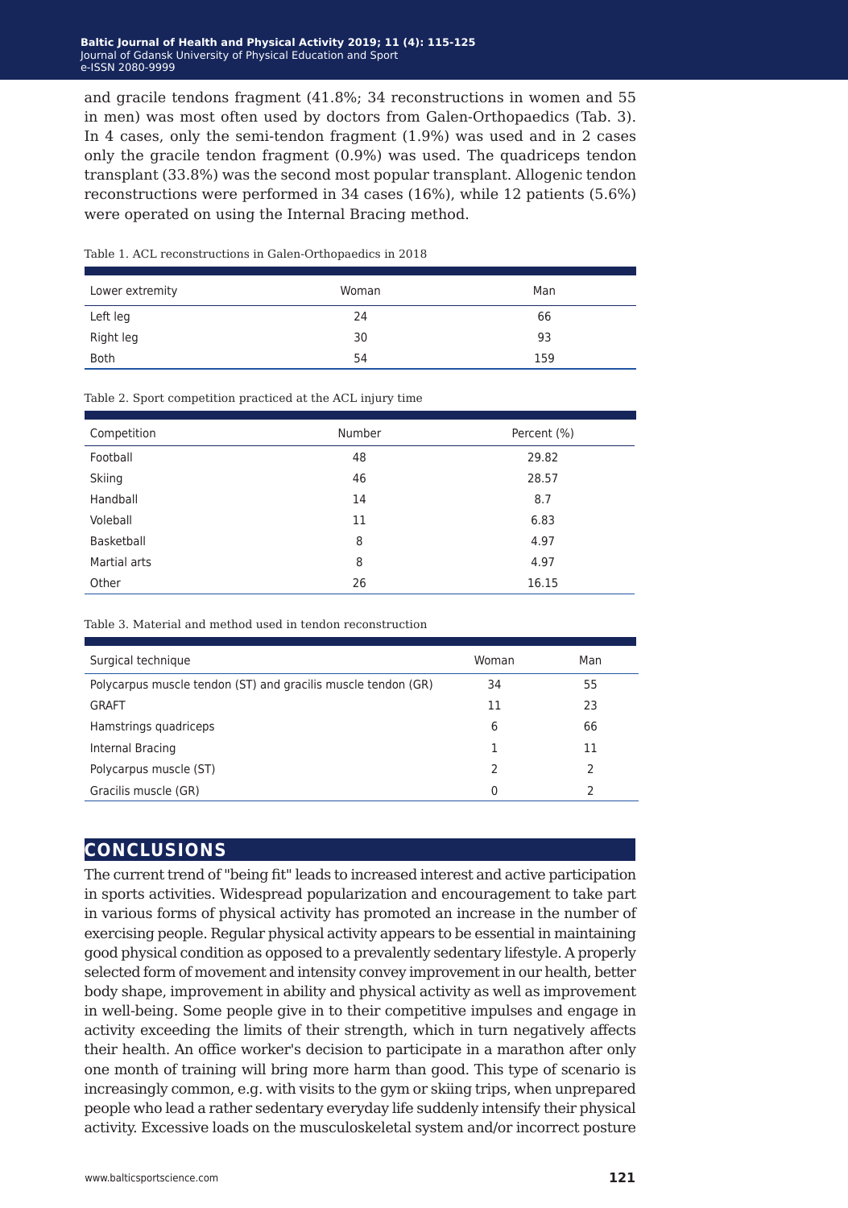and gracile tendons fragment (41.8%; 34 reconstructions in women and 55 in men) was most often used by doctors from Galen-Orthopaedics (Tab. 3). In 4 cases, only the semi-tendon fragment (1.9%) was used and in 2 cases only the gracile tendon fragment (0.9%) was used. The quadriceps tendon transplant (33.8%) was the second most popular transplant. Allogenic tendon reconstructions were performed in 34 cases (16%), while 12 patients (5.6%) were operated on using the Internal Bracing method.

Table 1. ACL reconstructions in Galen-Orthopaedics in 2018

| Lower extremity | Woman | Man |
|---|---|---|
| Left leg | 24 | 66 |
| Right leg | 30 | 93 |
| Both | 54 | 159 |

Table 2. Sport competition practiced at the ACL injury time

| Competition | Number | Percent (%) |
|---|---|---|
| Football | 48 | 29.82 |
| Skiing | 46 | 28.57 |
| Handball | 14 | 8.7 |
| Voleball | 11 | 6.83 |
| Basketball | 8 | 4.97 |
| Martial arts | 8 | 4.97 |
| Other | 26 | 16.15 |

Table 3. Material and method used in tendon reconstruction

| Surgical technique | Woman | Man |
|---|---|---|
| Polycarpus muscle tendon (ST) and gracilis muscle tendon (GR) | 34 | 55 |
| GRAFT | 11 | 23 |
| Hamstrings quadriceps | 6 | 66 |
| Internal Bracing | 1 | 11 |
| Polycarpus muscle (ST) | 2 | 2 |
| Gracilis muscle (GR) | 0 | 2 |

## CONCLUSIONS

The current trend of "being fit" leads to increased interest and active participation in sports activities. Widespread popularization and encouragement to take part in various forms of physical activity has promoted an increase in the number of exercising people. Regular physical activity appears to be essential in maintaining good physical condition as opposed to a prevalently sedentary lifestyle. A properly selected form of movement and intensity convey improvement in our health, better body shape, improvement in ability and physical activity as well as improvement in well-being. Some people give in to their competitive impulses and engage in activity exceeding the limits of their strength, which in turn negatively affects their health. An office worker's decision to participate in a marathon after only one month of training will bring more harm than good. This type of scenario is increasingly common, e.g. with visits to the gym or skiing trips, when unprepared people who lead a rather sedentary everyday life suddenly intensify their physical activity. Excessive loads on the musculoskeletal system and/or incorrect posture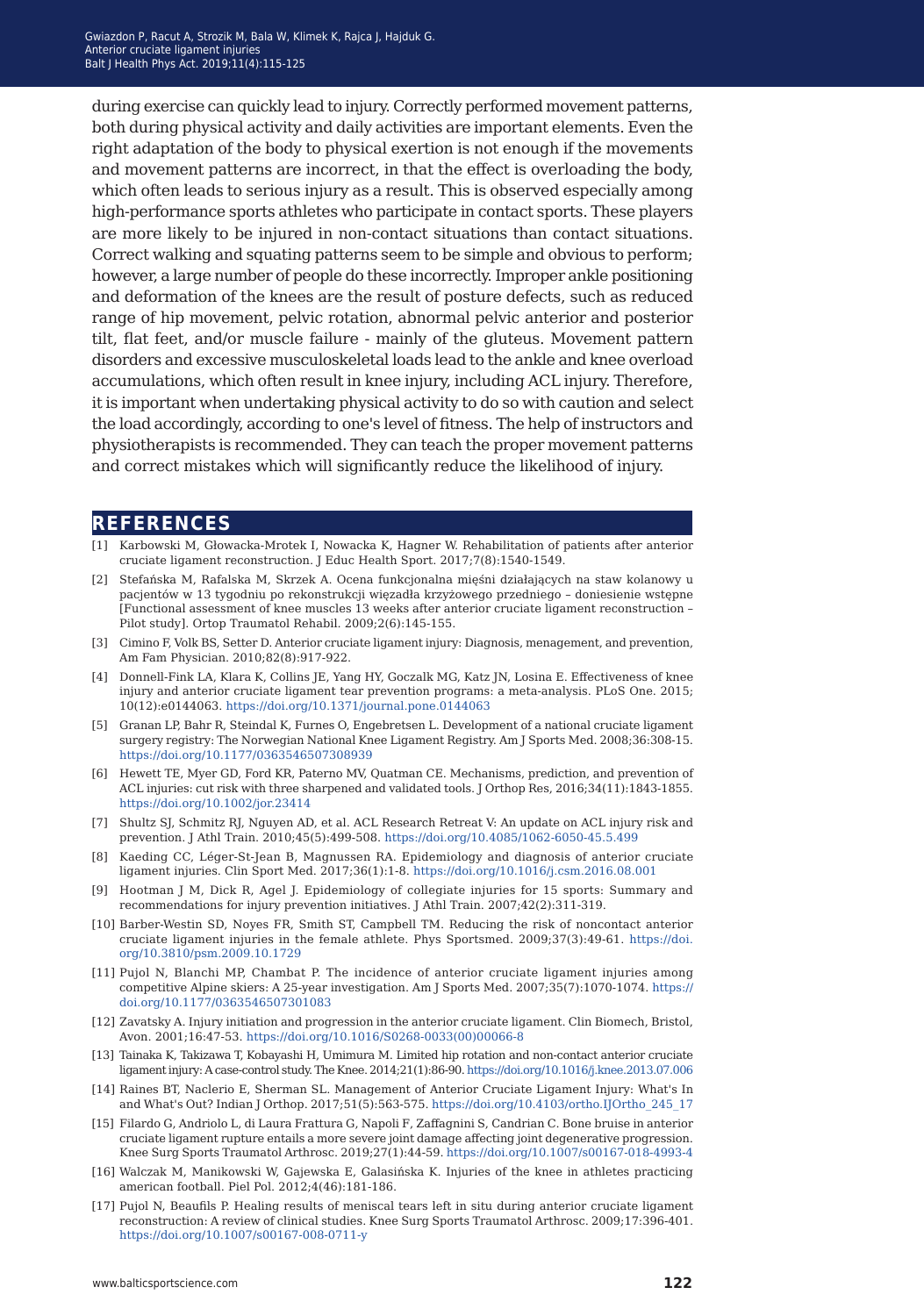during exercise can quickly lead to injury. Correctly performed movement patterns, both during physical activity and daily activities are important elements. Even the right adaptation of the body to physical exertion is not enough if the movements and movement patterns are incorrect, in that the effect is overloading the body, which often leads to serious injury as a result. This is observed especially among high-performance sports athletes who participate in contact sports. These players are more likely to be injured in non-contact situations than contact situations. Correct walking and squating patterns seem to be simple and obvious to perform; however, a large number of people do these incorrectly. Improper ankle positioning and deformation of the knees are the result of posture defects, such as reduced range of hip movement, pelvic rotation, abnormal pelvic anterior and posterior tilt, flat feet, and/or muscle failure - mainly of the gluteus. Movement pattern disorders and excessive musculoskeletal loads lead to the ankle and knee overload accumulations, which often result in knee injury, including ACL injury. Therefore, it is important when undertaking physical activity to do so with caution and select the load accordingly, according to one's level of fitness. The help of instructors and physiotherapists is recommended. They can teach the proper movement patterns and correct mistakes which will significantly reduce the likelihood of injury.

## REFERENCES

[1] Karbowski M, Głowacka-Mrotek I, Nowacka K, Hagner W. Rehabilitation of patients after anterior cruciate ligament reconstruction. J Educ Health Sport. 2017;7(8):1540-1549.

[2] Stefańska M, Rafalska M, Skrzek A. Ocena funkcjonalna mięśni działających na staw kolanowy u pacjentów w 13 tygodniu po rekonstrukcji więzadła krzyżowego przedniego – doniesienie wstępne [Functional assessment of knee muscles 13 weeks after anterior cruciate ligament reconstruction – Pilot study]. Ortop Traumatol Rehabil. 2009;2(6):145-155.

[3] Cimino F, Volk BS, Setter D. Anterior cruciate ligament injury: Diagnosis, menagement, and prevention, Am Fam Physician. 2010;82(8):917-922.

[4] Donnell-Fink LA, Klara K, Collins JE, Yang HY, Goczalk MG, Katz JN, Losina E. Effectiveness of knee injury and anterior cruciate ligament tear prevention programs: a meta-analysis. PLoS One. 2015; 10(12):e0144063. https://doi.org/10.1371/journal.pone.0144063

[5] Granan LP, Bahr R, Steindal K, Furnes O, Engebretsen L. Development of a national cruciate ligament surgery registry: The Norwegian National Knee Ligament Registry. Am J Sports Med. 2008;36:308-15. https://doi.org/10.1177/0363546507308939

[6] Hewett TE, Myer GD, Ford KR, Paterno MV, Quatman CE. Mechanisms, prediction, and prevention of ACL injuries: cut risk with three sharpened and validated tools. J Orthop Res, 2016;34(11):1843-1855. https://doi.org/10.1002/jor.23414

[7] Shultz SJ, Schmitz RJ, Nguyen AD, et al. ACL Research Retreat V: An update on ACL injury risk and prevention. J Athl Train. 2010;45(5):499-508. https://doi.org/10.4085/1062-6050-45.5.499

[8] Kaeding CC, Léger-St-Jean B, Magnussen RA. Epidemiology and diagnosis of anterior cruciate ligament injuries. Clin Sport Med. 2017;36(1):1-8. https://doi.org/10.1016/j.csm.2016.08.001

[9] Hootman J M, Dick R, Agel J. Epidemiology of collegiate injuries for 15 sports: Summary and recommendations for injury prevention initiatives. J Athl Train. 2007;42(2):311-319.

[10] Barber-Westin SD, Noyes FR, Smith ST, Campbell TM. Reducing the risk of noncontact anterior cruciate ligament injuries in the female athlete. Phys Sportsmed. 2009;37(3):49-61. https://doi.org/10.3810/psm.2009.10.1729

[11] Pujol N, Blanchi MP, Chambat P. The incidence of anterior cruciate ligament injuries among competitive Alpine skiers: A 25-year investigation. Am J Sports Med. 2007;35(7):1070-1074. https://doi.org/10.1177/0363546507301083

[12] Zavatsky A. Injury initiation and progression in the anterior cruciate ligament. Clin Biomech, Bristol, Avon. 2001;16:47-53. https://doi.org/10.1016/S0268-0033(00)00066-8

[13] Tainaka K, Takizawa T, Kobayashi H, Umimura M. Limited hip rotation and non-contact anterior cruciate ligament injury: A case-control study. The Knee. 2014;21(1):86-90. https://doi.org/10.1016/j.knee.2013.07.006

[14] Raines BT, Naclerio E, Sherman SL. Management of Anterior Cruciate Ligament Injury: What's In and What's Out? Indian J Orthop. 2017;51(5):563-575. https://doi.org/10.4103/ortho.IJOrtho_245_17

[15] Filardo G, Andriolo L, di Laura Frattura G, Napoli F, Zaffagnini S, Candrian C. Bone bruise in anterior cruciate ligament rupture entails a more severe joint damage affecting joint degenerative progression. Knee Surg Sports Traumatol Arthrosc. 2019;27(1):44-59. https://doi.org/10.1007/s00167-018-4993-4

[16] Walczak M, Manikowski W, Gajewska E, Galasińska K. Injuries of the knee in athletes practicing american football. Piel Pol. 2012;4(46):181-186.

[17] Pujol N, Beaufils P. Healing results of meniscal tears left in situ during anterior cruciate ligament reconstruction: A review of clinical studies. Knee Surg Sports Traumatol Arthrosc. 2009;17:396-401. https://doi.org/10.1007/s00167-008-0711-y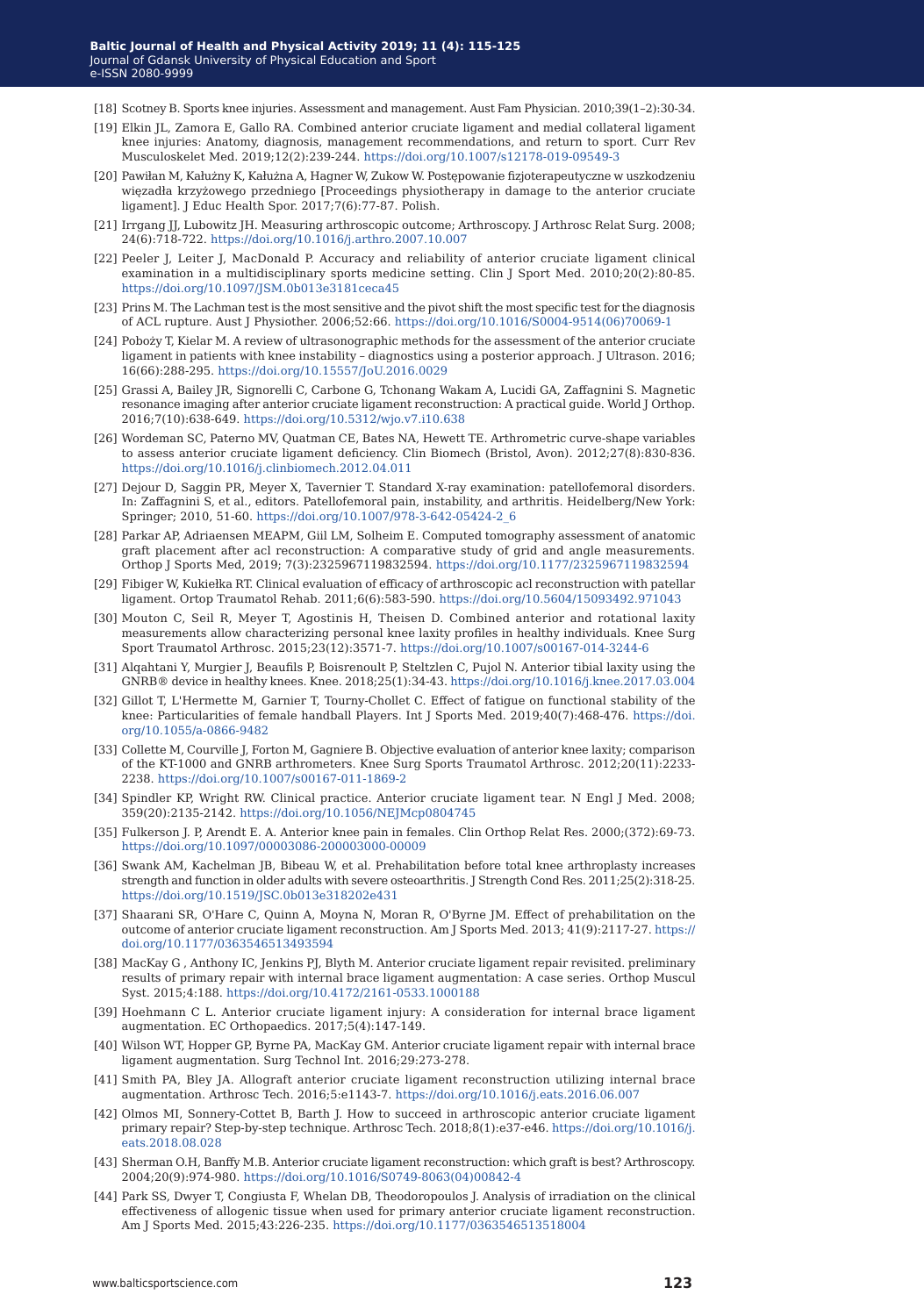[18] Scotney B. Sports knee injuries. Assessment and management. Aust Fam Physician. 2010;39(1–2):30-34.

[19] Elkin JL, Zamora E, Gallo RA. Combined anterior cruciate ligament and medial collateral ligament knee injuries: Anatomy, diagnosis, management recommendations, and return to sport. Curr Rev Musculoskelet Med. 2019;12(2):239-244. https://doi.org/10.1007/s12178-019-09549-3

[20] Pawiłan M, Kałużny K, Kałużna A, Hagner W, Zukow W. Postępowanie fizjoterapeutyczne w uszkodzeniu więzadła krzyżowego przedniego [Proceedings physiotherapy in damage to the anterior cruciate ligament]. J Educ Health Spor. 2017;7(6):77-87. Polish.

[21] Irrgang JJ, Lubowitz JH. Measuring arthroscopic outcome; Arthroscopy. J Arthrosc Relat Surg. 2008; 24(6):718-722. https://doi.org/10.1016/j.arthro.2007.10.007

[22] Peeler J, Leiter J, MacDonald P. Accuracy and reliability of anterior cruciate ligament clinical examination in a multidisciplinary sports medicine setting. Clin J Sport Med. 2010;20(2):80-85. https://doi.org/10.1097/JSM.0b013e3181ceca45

[23] Prins M. The Lachman test is the most sensitive and the pivot shift the most specific test for the diagnosis of ACL rupture. Aust J Physiother. 2006;52:66. https://doi.org/10.1016/S0004-9514(06)70069-1

[24] Pobożу T, Kielar M. A review of ultrasonographic methods for the assessment of the anterior cruciate ligament in patients with knee instability – diagnostics using a posterior approach. J Ultrason. 2016; 16(66):288-295. https://doi.org/10.15557/JoU.2016.0029

[25] Grassi A, Bailey JR, Signorelli C, Carbone G, Tchonang Wakam A, Lucidi GA, Zaffagnini S. Magnetic resonance imaging after anterior cruciate ligament reconstruction: A practical guide. World J Orthop. 2016;7(10):638-649. https://doi.org/10.5312/wjo.v7.i10.638

[26] Wordeman SC, Paterno MV, Quatman CE, Bates NA, Hewett TE. Arthrometric curve-shape variables to assess anterior cruciate ligament deficiency. Clin Biomech (Bristol, Avon). 2012;27(8):830-836. https://doi.org/10.1016/j.clinbiomech.2012.04.011

[27] Dejour D, Saggin PR, Meyer X, Tavernier T. Standard X-ray examination: patellofemoral disorders. In: Zaffagnini S, et al., editors. Patellofemoral pain, instability, and arthritis. Heidelberg/New York: Springer; 2010, 51-60. https://doi.org/10.1007/978-3-642-05424-2_6

[28] Parkar AP, Adriaensen MEAPM, Giil LM, Solheim E. Computed tomography assessment of anatomic graft placement after acl reconstruction: A comparative study of grid and angle measurements. Orthop J Sports Med, 2019; 7(3):2325967119832594. https://doi.org/10.1177/2325967119832594

[29] Fibiger W, Kukiełka RT. Clinical evaluation of efficacy of arthroscopic acl reconstruction with patellar ligament. Ortop Traumatol Rehab. 2011;6(6):583-590. https://doi.org/10.5604/15093492.971043

[30] Mouton C, Seil R, Meyer T, Agostinis H, Theisen D. Combined anterior and rotational laxity measurements allow characterizing personal knee laxity profiles in healthy individuals. Knee Surg Sport Traumatol Arthrosc. 2015;23(12):3571-7. https://doi.org/10.1007/s00167-014-3244-6

[31] Alqahtani Y, Murgier J, Beaufils P, Boisrenoult P, Steltzlen C, Pujol N. Anterior tibial laxity using the GNRB® device in healthy knees. Knee. 2018;25(1):34-43. https://doi.org/10.1016/j.knee.2017.03.004

[32] Gillot T, L'Hermette M, Garnier T, Tourny-Chollet C. Effect of fatigue on functional stability of the knee: Particularities of female handball Players. Int J Sports Med. 2019;40(7):468-476. https://doi.org/10.1055/a-0866-9482

[33] Collette M, Courville J, Forton M, Gagniere B. Objective evaluation of anterior knee laxity; comparison of the KT-1000 and GNRB arthrometers. Knee Surg Sports Traumatol Arthrosc. 2012;20(11):2233-2238. https://doi.org/10.1007/s00167-011-1869-2

[34] Spindler KP, Wright RW. Clinical practice. Anterior cruciate ligament tear. N Engl J Med. 2008; 359(20):2135-2142. https://doi.org/10.1056/NEJMcp0804745

[35] Fulkerson J. P, Arendt E. A. Anterior knee pain in females. Clin Orthop Relat Res. 2000;(372):69-73. https://doi.org/10.1097/00003086-200003000-00009

[36] Swank AM, Kachelman JB, Bibeau W, et al. Prehabilitation before total knee arthroplasty increases strength and function in older adults with severe osteoarthritis. J Strength Cond Res. 2011;25(2):318-25. https://doi.org/10.1519/JSC.0b013e318202e431

[37] Shaarani SR, O'Hare C, Quinn A, Moyna N, Moran R, O'Byrne JM. Effect of prehabilitation on the outcome of anterior cruciate ligament reconstruction. Am J Sports Med. 2013; 41(9):2117-27. https://doi.org/10.1177/0363546513493594

[38] MacKay G , Anthony IC, Jenkins PJ, Blyth M. Anterior cruciate ligament repair revisited. preliminary results of primary repair with internal brace ligament augmentation: A case series. Orthop Muscul Syst. 2015;4:188. https://doi.org/10.4172/2161-0533.1000188

[39] Hoehmann C L. Anterior cruciate ligament injury: A consideration for internal brace ligament augmentation. EC Orthopaedics. 2017;5(4):147-149.

[40] Wilson WT, Hopper GP, Byrne PA, MacKay GM. Anterior cruciate ligament repair with internal brace ligament augmentation. Surg Technol Int. 2016;29:273-278.

[41] Smith PA, Bley JA. Allograft anterior cruciate ligament reconstruction utilizing internal brace augmentation. Arthrosc Tech. 2016;5:e1143-7. https://doi.org/10.1016/j.eats.2016.06.007

[42] Olmos MI, Sonnery-Cottet B, Barth J. How to succeed in arthroscopic anterior cruciate ligament primary repair? Step-by-step technique. Arthrosc Tech. 2018;8(1):e37-e46. https://doi.org/10.1016/j.eats.2018.08.028

[43] Sherman O.H, Banffy M.B. Anterior cruciate ligament reconstruction: which graft is best? Arthroscopy. 2004;20(9):974-980. https://doi.org/10.1016/S0749-8063(04)00842-4

[44] Park SS, Dwyer T, Congiusta F, Whelan DB, Theodoropoulos J. Analysis of irradiation on the clinical effectiveness of allogenic tissue when used for primary anterior cruciate ligament reconstruction. Am J Sports Med. 2015;43:226-235. https://doi.org/10.1177/0363546513518004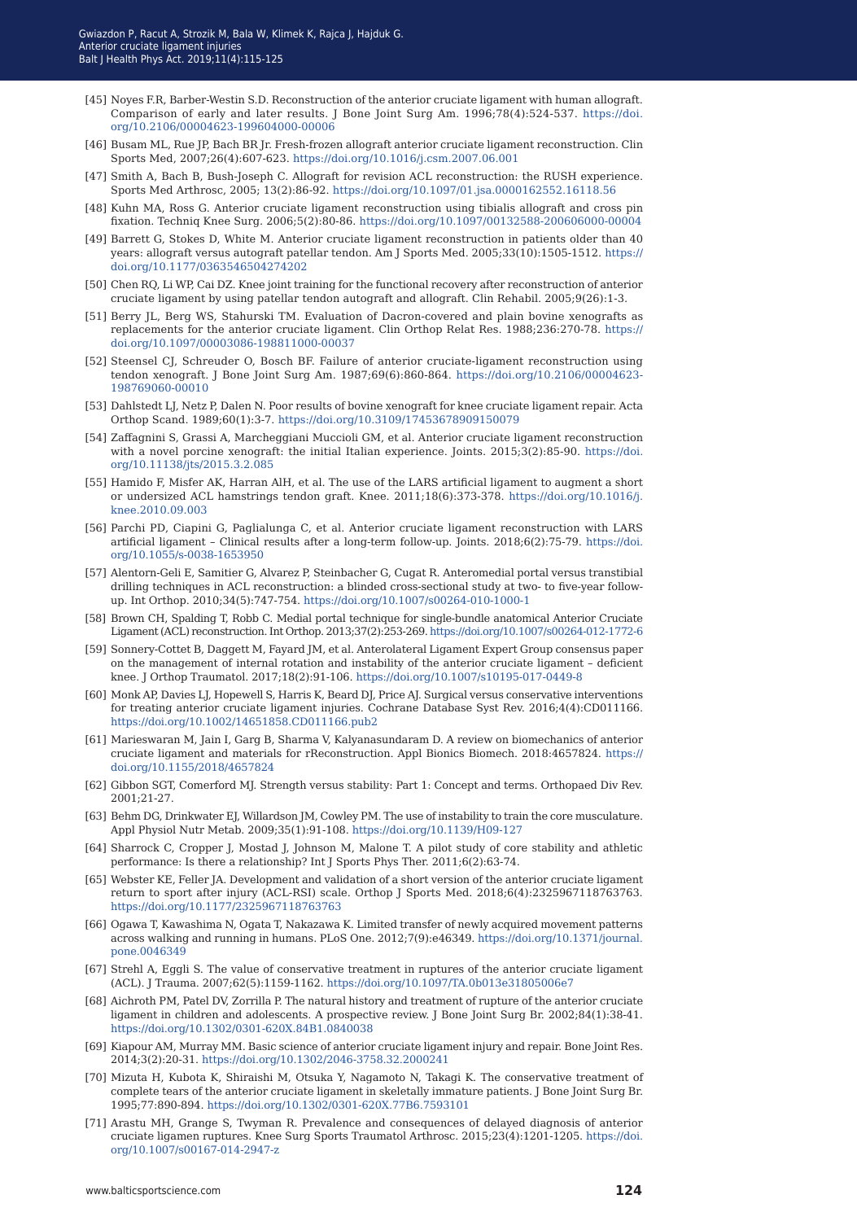[45] Noyes F.R, Barber-Westin S.D. Reconstruction of the anterior cruciate ligament with human allograft. Comparison of early and later results. J Bone Joint Surg Am. 1996;78(4):524-537. https://doi.org/10.2106/00004623-199604000-00006

[46] Busam ML, Rue JP, Bach BR Jr. Fresh-frozen allograft anterior cruciate ligament reconstruction. Clin Sports Med, 2007;26(4):607-623. https://doi.org/10.1016/j.csm.2007.06.001

[47] Smith A, Bach B, Bush-Joseph C. Allograft for revision ACL reconstruction: the RUSH experience. Sports Med Arthrosc, 2005; 13(2):86-92. https://doi.org/10.1097/01.jsa.0000162552.16118.56

[48] Kuhn MA, Ross G. Anterior cruciate ligament reconstruction using tibialis allograft and cross pin fixation. Techniq Knee Surg. 2006;5(2):80-86. https://doi.org/10.1097/00132588-200606000-00004

[49] Barrett G, Stokes D, White M. Anterior cruciate ligament reconstruction in patients older than 40 years: allograft versus autograft patellar tendon. Am J Sports Med. 2005;33(10):1505-1512. https://doi.org/10.1177/0363546504274202

[50] Chen RQ, Li WP, Cai DZ. Knee joint training for the functional recovery after reconstruction of anterior cruciate ligament by using patellar tendon autograft and allograft. Clin Rehabil. 2005;9(26):1-3.

[51] Berry JL, Berg WS, Stahurski TM. Evaluation of Dacron-covered and plain bovine xenografts as replacements for the anterior cruciate ligament. Clin Orthop Relat Res. 1988;236:270-78. https://doi.org/10.1097/00003086-198811000-00037

[52] Steensel CJ, Schreuder O, Bosch BF. Failure of anterior cruciate-ligament reconstruction using tendon xenograft. J Bone Joint Surg Am. 1987;69(6):860-864. https://doi.org/10.2106/00004623-198769060-00010

[53] Dahlstedt LJ, Netz P, Dalen N. Poor results of bovine xenograft for knee cruciate ligament repair. Acta Orthop Scand. 1989;60(1):3-7. https://doi.org/10.3109/17453678909150079

[54] Zaffagnini S, Grassi A, Marcheggiani Muccioli GM, et al. Anterior cruciate ligament reconstruction with a novel porcine xenograft: the initial Italian experience. Joints. 2015;3(2):85-90. https://doi.org/10.11138/jts/2015.3.2.085

[55] Hamido F, Misfer AK, Harran AlH, et al. The use of the LARS artificial ligament to augment a short or undersized ACL hamstrings tendon graft. Knee. 2011;18(6):373-378. https://doi.org/10.1016/j.knee.2010.09.003

[56] Parchi PD, Ciapini G, Paglialunga C, et al. Anterior cruciate ligament reconstruction with LARS artificial ligament – Clinical results after a long-term follow-up. Joints. 2018;6(2):75-79. https://doi.org/10.1055/s-0038-1653950

[57] Alentorn-Geli E, Samitier G, Alvarez P, Steinbacher G, Cugat R. Anteromedial portal versus transtibial drilling techniques in ACL reconstruction: a blinded cross-sectional study at two- to five-year follow-up. Int Orthop. 2010;34(5):747-754. https://doi.org/10.1007/s00264-010-1000-1

[58] Brown CH, Spalding T, Robb C. Medial portal technique for single-bundle anatomical Anterior Cruciate Ligament (ACL) reconstruction. Int Orthop. 2013;37(2):253-269. https://doi.org/10.1007/s00264-012-1772-6

[59] Sonnery-Cottet B, Daggett M, Fayard JM, et al. Anterolateral Ligament Expert Group consensus paper on the management of internal rotation and instability of the anterior cruciate ligament – deficient knee. J Orthop Traumatol. 2017;18(2):91-106. https://doi.org/10.1007/s10195-017-0449-8

[60] Monk AP, Davies LJ, Hopewell S, Harris K, Beard DJ, Price AJ. Surgical versus conservative interventions for treating anterior cruciate ligament injuries. Cochrane Database Syst Rev. 2016;4(4):CD011166. https://doi.org/10.1002/14651858.CD011166.pub2

[61] Marieswaran M, Jain I, Garg B, Sharma V, Kalyanasundaram D. A review on biomechanics of anterior cruciate ligament and materials for rReconstruction. Appl Bionics Biomech. 2018:4657824. https://doi.org/10.1155/2018/4657824

[62] Gibbon SGT, Comerford MJ. Strength versus stability: Part 1: Concept and terms. Orthopaed Div Rev. 2001;21-27.

[63] Behm DG, Drinkwater EJ, Willardson JM, Cowley PM. The use of instability to train the core musculature. Appl Physiol Nutr Metab. 2009;35(1):91-108. https://doi.org/10.1139/H09-127

[64] Sharrock C, Cropper J, Mostad J, Johnson M, Malone T. A pilot study of core stability and athletic performance: Is there a relationship? Int J Sports Phys Ther. 2011;6(2):63-74.

[65] Webster KE, Feller JA. Development and validation of a short version of the anterior cruciate ligament return to sport after injury (ACL-RSI) scale. Orthop J Sports Med. 2018;6(4):2325967118763763. https://doi.org/10.1177/2325967118763763

[66] Ogawa T, Kawashima N, Ogata T, Nakazawa K. Limited transfer of newly acquired movement patterns across walking and running in humans. PLoS One. 2012;7(9):e46349. https://doi.org/10.1371/journal.pone.0046349

[67] Strehl A, Eggli S. The value of conservative treatment in ruptures of the anterior cruciate ligament (ACL). J Trauma. 2007;62(5):1159-1162. https://doi.org/10.1097/TA.0b013e31805006e7

[68] Aichroth PM, Patel DV, Zorrilla P. The natural history and treatment of rupture of the anterior cruciate ligament in children and adolescents. A prospective review. J Bone Joint Surg Br. 2002;84(1):38-41. https://doi.org/10.1302/0301-620X.84B1.0840038

[69] Kiapour AM, Murray MM. Basic science of anterior cruciate ligament injury and repair. Bone Joint Res. 2014;3(2):20-31. https://doi.org/10.1302/2046-3758.32.2000241

[70] Mizuta H, Kubota K, Shiraishi M, Otsuka Y, Nagamoto N, Takagi K. The conservative treatment of complete tears of the anterior cruciate ligament in skeletally immature patients. J Bone Joint Surg Br. 1995;77:890-894. https://doi.org/10.1302/0301-620X.77B6.7593101

[71] Arastu MH, Grange S, Twyman R. Prevalence and consequences of delayed diagnosis of anterior cruciate ligamen ruptures. Knee Surg Sports Traumatol Arthrosc. 2015;23(4):1201-1205. https://doi.org/10.1007/s00167-014-2947-z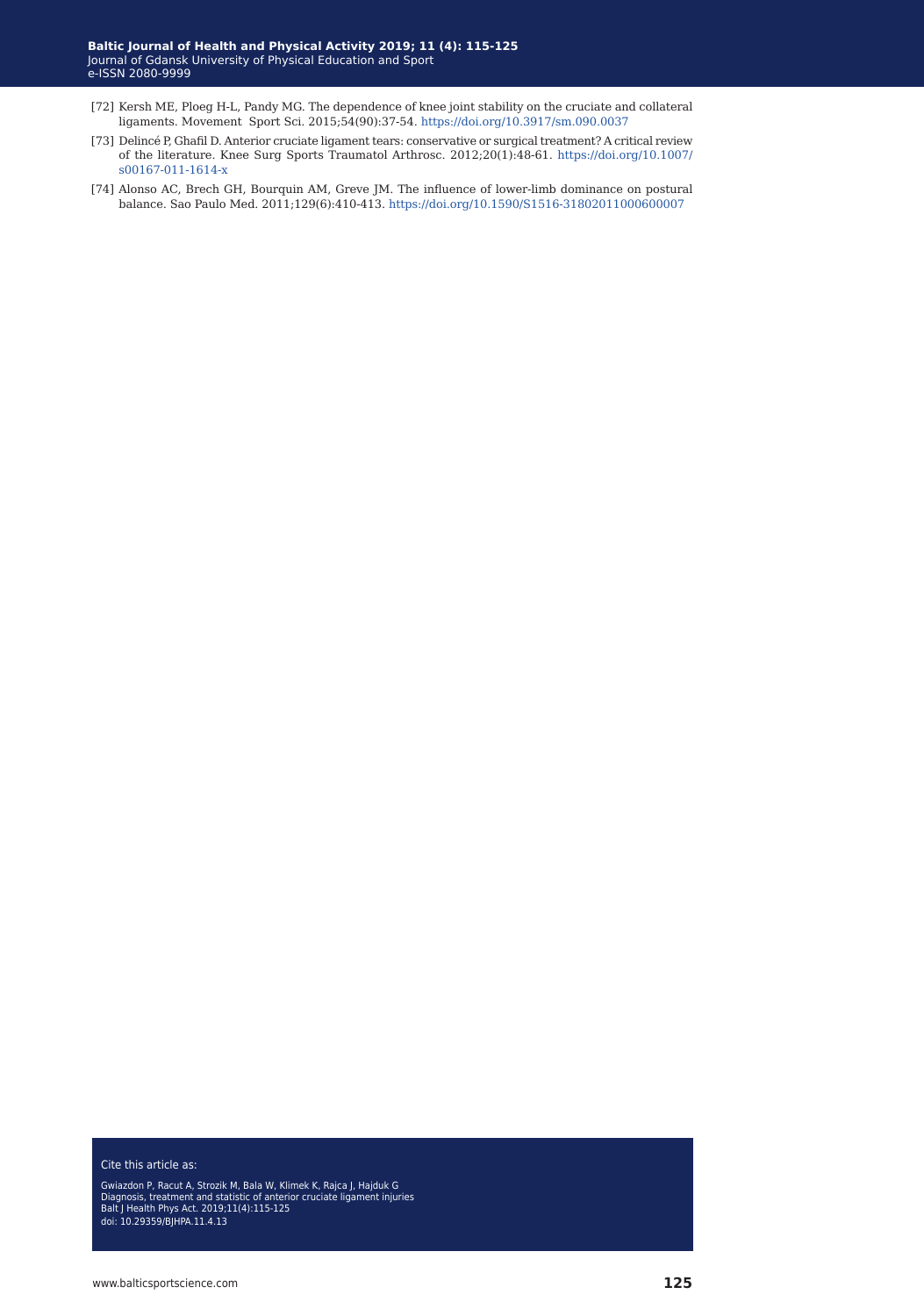[72] Kersh ME, Ploeg H-L, Pandy MG. The dependence of knee joint stability on the cruciate and collateral ligaments. Movement Sport Sci. 2015;54(90):37-54. https://doi.org/10.3917/sm.090.0037

[73] Delincé P, Ghafil D. Anterior cruciate ligament tears: conservative or surgical treatment? A critical review of the literature. Knee Surg Sports Traumatol Arthrosc. 2012;20(1):48-61. https://doi.org/10.1007/s00167-011-1614-x

[74] Alonso AC, Brech GH, Bourquin AM, Greve JM. The influence of lower-limb dominance on postural balance. Sao Paulo Med. 2011;129(6):410-413. https://doi.org/10.1590/S1516-31802011000600007

Cite this article as:

Gwiazdon P, Racut A, Strozik M, Bala W, Klimek K, Rajca J, Hajduk G
Diagnosis, treatment and statistic of anterior cruciate ligament injuries
Balt J Health Phys Act. 2019;11(4):115-125
doi: 10.29359/BJHPA.11.4.13